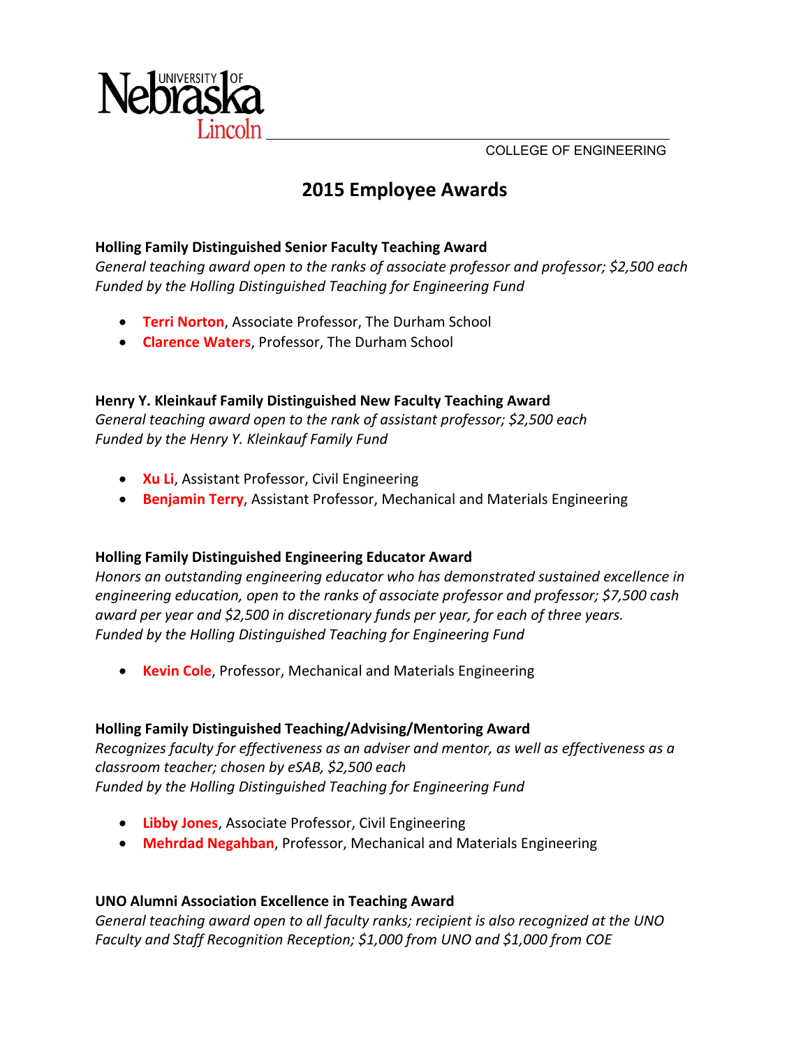University of Nebraska Lincoln

COLLEGE OF ENGINEERING

# 2015 Employee Awards

**Holling Family Distinguished Senior Faculty Teaching Award**
*General teaching award open to the ranks of associate professor and professor; $2,500 each*
*Funded by the Holling Distinguished Teaching for Engineering Fund*

- **Terri Norton**, Associate Professor, The Durham School
- **Clarence Waters**, Professor, The Durham School

**Henry Y. Kleinkauf Family Distinguished New Faculty Teaching Award**
*General teaching award open to the rank of assistant professor; $2,500 each*
*Funded by the Henry Y. Kleinkauf Family Fund*

- **Xu Li**, Assistant Professor, Civil Engineering
- **Benjamin Terry**, Assistant Professor, Mechanical and Materials Engineering

**Holling Family Distinguished Engineering Educator Award**
*Honors an outstanding engineering educator who has demonstrated sustained excellence in engineering education, open to the ranks of associate professor and professor; $7,500 cash award per year and $2,500 in discretionary funds per year, for each of three years.*
*Funded by the Holling Distinguished Teaching for Engineering Fund*

- **Kevin Cole**, Professor, Mechanical and Materials Engineering

**Holling Family Distinguished Teaching/Advising/Mentoring Award**
*Recognizes faculty for effectiveness as an adviser and mentor, as well as effectiveness as a classroom teacher; chosen by eSAB, $2,500 each*
*Funded by the Holling Distinguished Teaching for Engineering Fund*

- **Libby Jones**, Associate Professor, Civil Engineering
- **Mehrdad Negahban**, Professor, Mechanical and Materials Engineering

**UNO Alumni Association Excellence in Teaching Award**
*General teaching award open to all faculty ranks; recipient is also recognized at the UNO Faculty and Staff Recognition Reception; $1,000 from UNO and $1,000 from COE*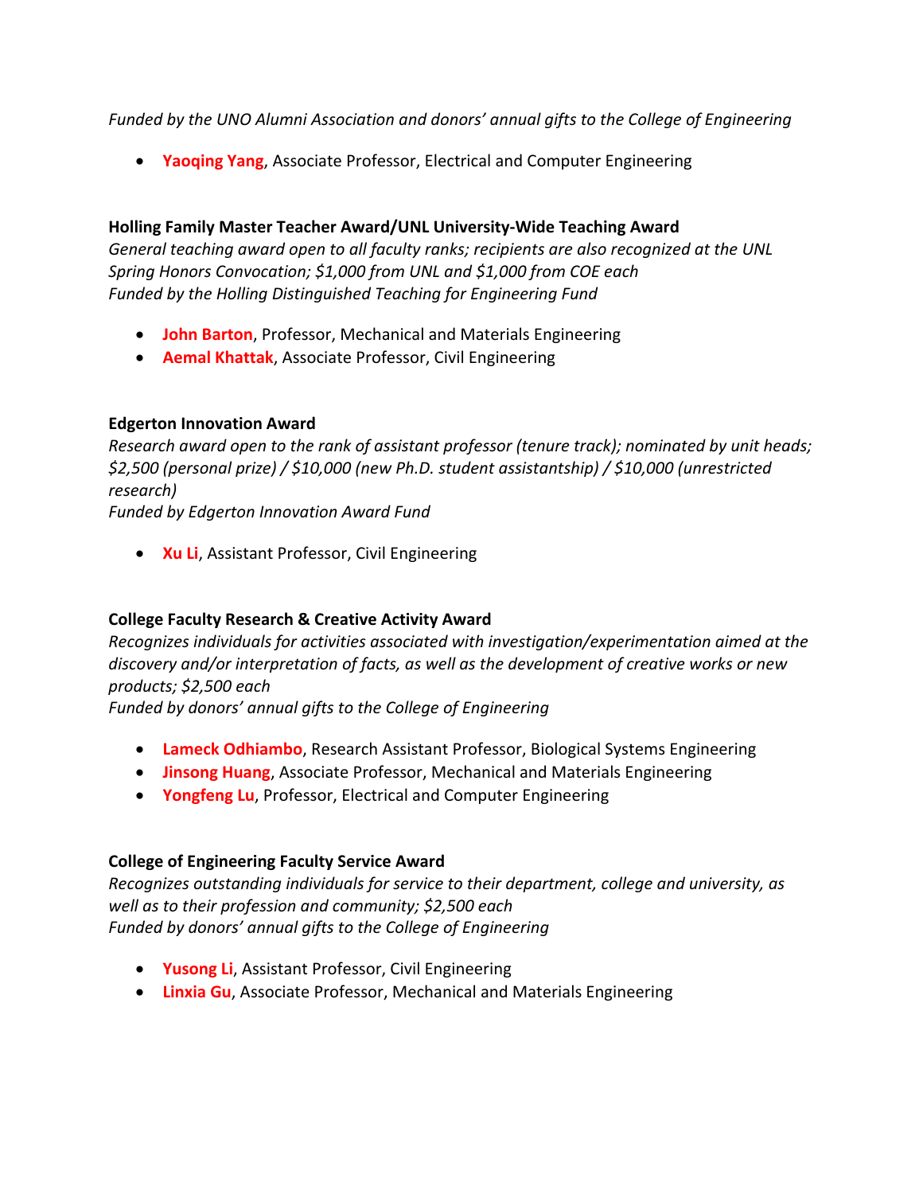*Funded by the UNO Alumni Association and donors' annual gifts to the College of Engineering*

- **Yaoqing Yang**, Associate Professor, Electrical and Computer Engineering

**Holling Family Master Teacher Award/UNL University-Wide Teaching Award**
*General teaching award open to all faculty ranks; recipients are also recognized at the UNL Spring Honors Convocation; $1,000 from UNL and $1,000 from COE each*
*Funded by the Holling Distinguished Teaching for Engineering Fund*

- **John Barton**, Professor, Mechanical and Materials Engineering
- **Aemal Khattak**, Associate Professor, Civil Engineering

**Edgerton Innovation Award**
*Research award open to the rank of assistant professor (tenure track); nominated by unit heads; $2,500 (personal prize) / $10,000 (new Ph.D. student assistantship) / $10,000 (unrestricted research)*
*Funded by Edgerton Innovation Award Fund*

- **Xu Li**, Assistant Professor, Civil Engineering

**College Faculty Research & Creative Activity Award**
*Recognizes individuals for activities associated with investigation/experimentation aimed at the discovery and/or interpretation of facts, as well as the development of creative works or new products; $2,500 each*
*Funded by donors' annual gifts to the College of Engineering*

- **Lameck Odhiambo**, Research Assistant Professor, Biological Systems Engineering
- **Jinsong Huang**, Associate Professor, Mechanical and Materials Engineering
- **Yongfeng Lu**, Professor, Electrical and Computer Engineering

**College of Engineering Faculty Service Award**
*Recognizes outstanding individuals for service to their department, college and university, as well as to their profession and community; $2,500 each*
*Funded by donors' annual gifts to the College of Engineering*

- **Yusong Li**, Assistant Professor, Civil Engineering
- **Linxia Gu**, Associate Professor, Mechanical and Materials Engineering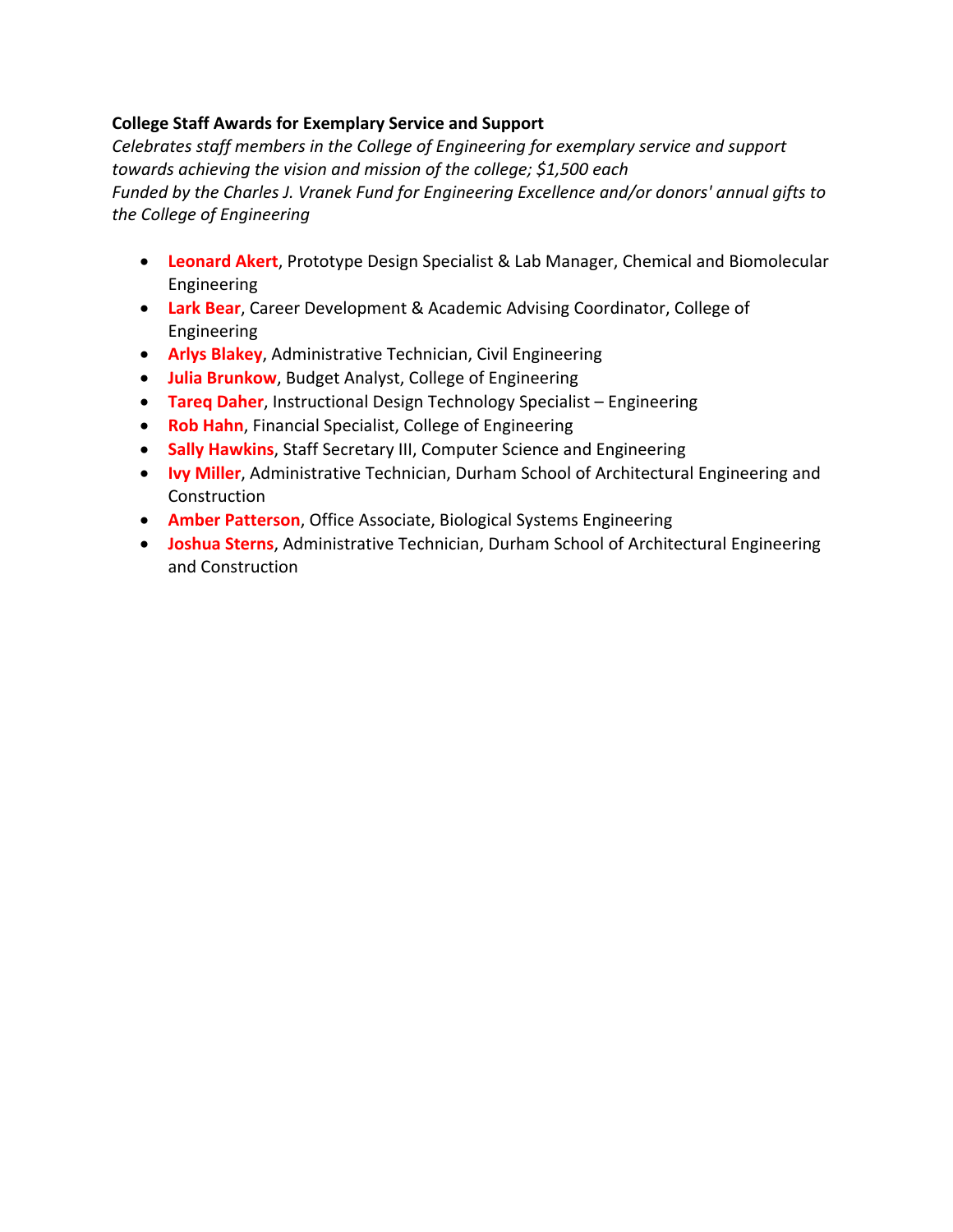**College Staff Awards for Exemplary Service and Support**

*Celebrates staff members in the College of Engineering for exemplary service and support towards achieving the vision and mission of the college; $1,500 each*

*Funded by the Charles J. Vranek Fund for Engineering Excellence and/or donors' annual gifts to the College of Engineering*

- **Leonard Akert**, Prototype Design Specialist & Lab Manager, Chemical and Biomolecular Engineering
- **Lark Bear**, Career Development & Academic Advising Coordinator, College of Engineering
- **Arlys Blakey**, Administrative Technician, Civil Engineering
- **Julia Brunkow**, Budget Analyst, College of Engineering
- **Tareq Daher**, Instructional Design Technology Specialist – Engineering
- **Rob Hahn**, Financial Specialist, College of Engineering
- **Sally Hawkins**, Staff Secretary III, Computer Science and Engineering
- **Ivy Miller**, Administrative Technician, Durham School of Architectural Engineering and Construction
- **Amber Patterson**, Office Associate, Biological Systems Engineering
- **Joshua Sterns**, Administrative Technician, Durham School of Architectural Engineering and Construction